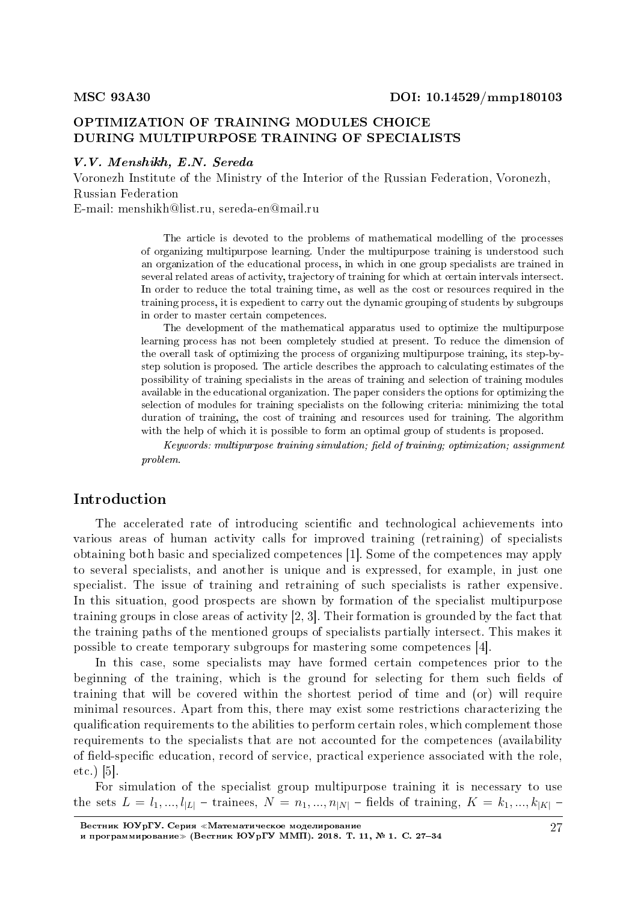MSC 93A30 DOI: 10.14529/mmp180103

# OPTIMIZATION OF TRAINING MODULES CHOICE DURING MULTIPURPOSE TRAINING OF SPECIALISTS

***V.V. Menshikh, E.N. Sereda***

Voronezh Institute of the Ministry of the Interior of the Russian Federation, Voronezh, Russian Federation

E-mail: menshikh@list.ru, sereda-en@mail.ru

The article is devoted to the problems of mathematical modelling of the processes of organizing multipurpose learning. Under the multipurpose training is understood such an organization of the educational process, in which in one group specialists are trained in several related areas of activity, trajectory of training for which at certain intervals intersect. In order to reduce the total training time, as well as the cost or resources required in the training process, it is expedient to carry out the dynamic grouping of students by subgroups in order to master certain competences.

The development of the mathematical apparatus used to optimize the multipurpose learning process has not been completely studied at present. To reduce the dimension of the overall task of optimizing the process of organizing multipurpose training, its step-by-step solution is proposed. The article describes the approach to calculating estimates of the possibility of training specialists in the areas of training and selection of training modules available in the educational organization. The paper considers the options for optimizing the selection of modules for training specialists on the following criteria: minimizing the total duration of training, the cost of training and resources used for training. The algorithm with the help of which it is possible to form an optimal group of students is proposed.

*Keywords: multipurpose training simulation; field of training; optimization; assignment problem.*

## Introduction

The accelerated rate of introducing scientific and technological achievements into various areas of human activity calls for improved training (retraining) of specialists obtaining both basic and specialized competences [1]. Some of the competences may apply to several specialists, and another is unique and is expressed, for example, in just one specialist. The issue of training and retraining of such specialists is rather expensive. In this situation, good prospects are shown by formation of the specialist multipurpose training groups in close areas of activity [2, 3]. Their formation is grounded by the fact that the training paths of the mentioned groups of specialists partially intersect. This makes it possible to create temporary subgroups for mastering some competences [4].

In this case, some specialists may have formed certain competences prior to the beginning of the training, which is the ground for selecting for them such fields of training that will be covered within the shortest period of time and (or) will require minimal resources. Apart from this, there may exist some restrictions characterizing the qualification requirements to the abilities to perform certain roles, which complement those requirements to the specialists that are not accounted for the competences (availability of field-specific education, record of service, practical experience associated with the role, etc.) [5].

For simulation of the specialist group multipurpose training it is necessary to use the sets $L = l_1, ..., l_{|L|}$ – trainees, $N = n_1, ..., n_{|N|}$ – fields of training, $K = k_1, ..., k_{|K|}$ –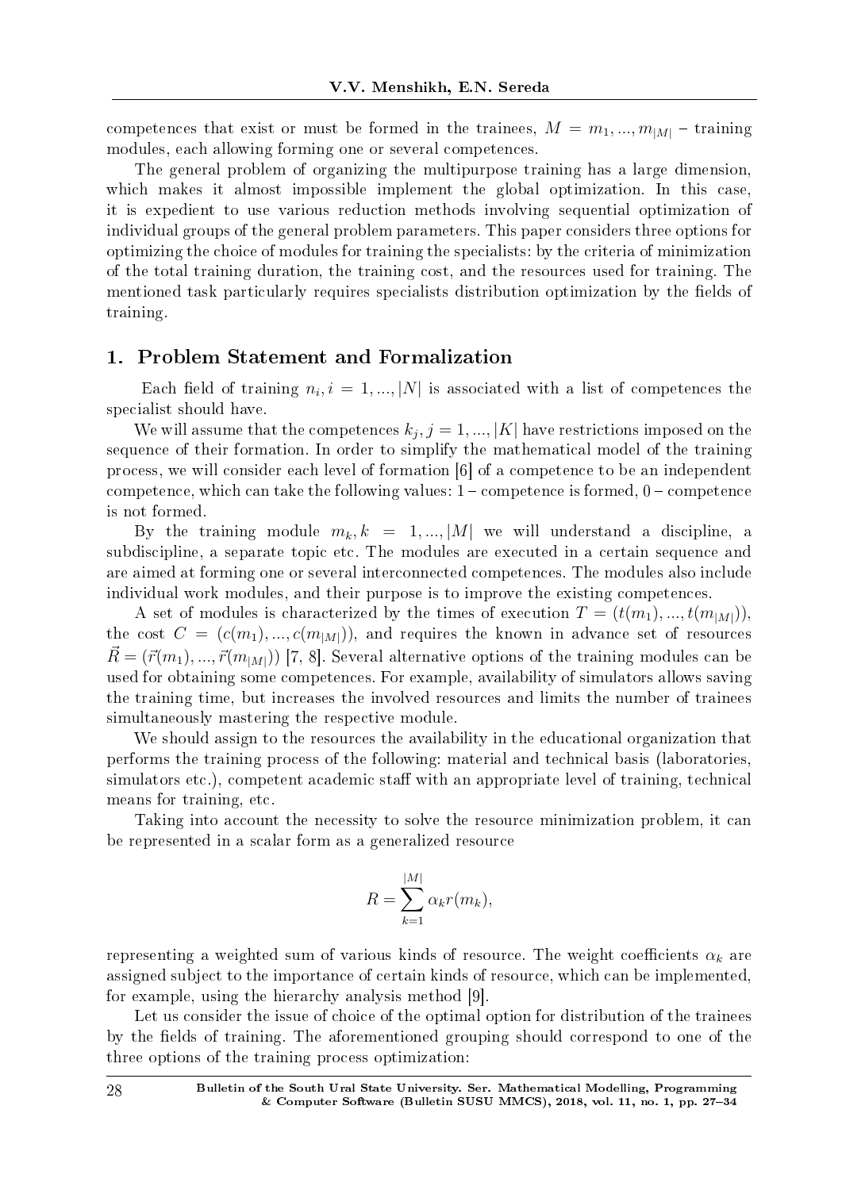competences that exist or must be formed in the trainees, $M = m_1, ..., m_{|M|}$ – training modules, each allowing forming one or several competences.

The general problem of organizing the multipurpose training has a large dimension, which makes it almost impossible implement the global optimization. In this case, it is expedient to use various reduction methods involving sequential optimization of individual groups of the general problem parameters. This paper considers three options for optimizing the choice of modules for training the specialists: by the criteria of minimization of the total training duration, the training cost, and the resources used for training. The mentioned task particularly requires specialists distribution optimization by the fields of training.

## 1. Problem Statement and Formalization

Each field of training $n_i, i = 1, ..., |N|$ is associated with a list of competences the specialist should have.

We will assume that the competences $k_j, j = 1, ..., |K|$ have restrictions imposed on the sequence of their formation. In order to simplify the mathematical model of the training process, we will consider each level of formation [6] of a competence to be an independent competence, which can take the following values: 1 – competence is formed, 0 – competence is not formed.

By the training module $m_k, k = 1, ..., |M|$ we will understand a discipline, a subdiscipline, a separate topic etc. The modules are executed in a certain sequence and are aimed at forming one or several interconnected competences. The modules also include individual work modules, and their purpose is to improve the existing competences.

A set of modules is characterized by the times of execution $T = (t(m_1), ..., t(m_{|M|}))$, the cost $C = (c(m_1), ..., c(m_{|M|}))$, and requires the known in advance set of resources $\vec{R} = (\vec{r}(m_1), ..., \vec{r}(m_{|M|}))$ [7, 8]. Several alternative options of the training modules can be used for obtaining some competences. For example, availability of simulators allows saving the training time, but increases the involved resources and limits the number of trainees simultaneously mastering the respective module.

We should assign to the resources the availability in the educational organization that performs the training process of the following: material and technical basis (laboratories, simulators etc.), competent academic staff with an appropriate level of training, technical means for training, etc.

Taking into account the necessity to solve the resource minimization problem, it can be represented in a scalar form as a generalized resource

$$R = \sum_{k=1}^{|M|} \alpha_k r(m_k),$$

representing a weighted sum of various kinds of resource. The weight coefficients $\alpha_k$ are assigned subject to the importance of certain kinds of resource, which can be implemented, for example, using the hierarchy analysis method [9].

Let us consider the issue of choice of the optimal option for distribution of the trainees by the fields of training. The aforementioned grouping should correspond to one of the three options of the training process optimization: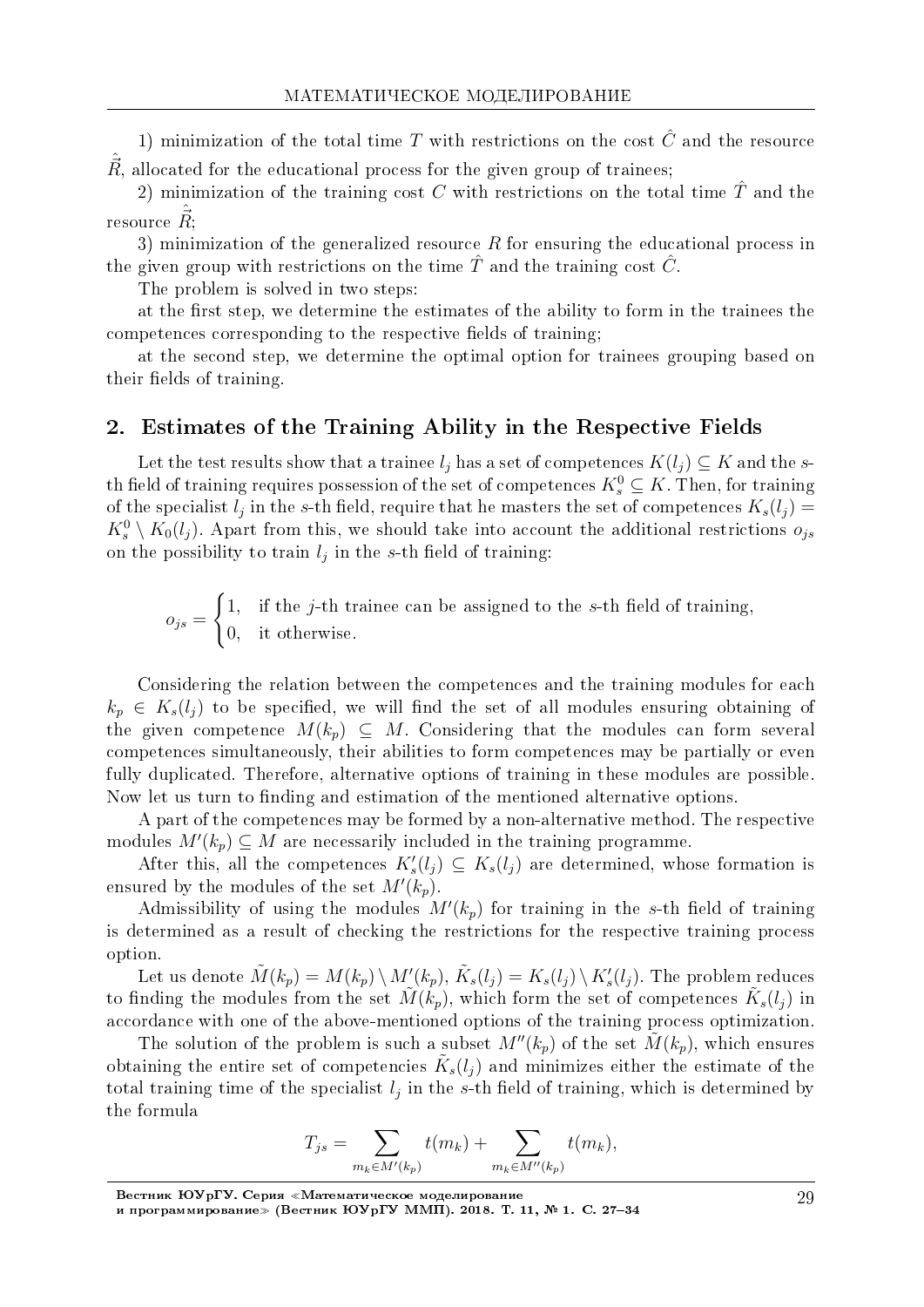1) minimization of the total time $T$ with restrictions on the cost $\hat{C}$ and the resource $\hat{\vec{R}}$, allocated for the educational process for the given group of trainees;

2) minimization of the training cost $C$ with restrictions on the total time $\hat{T}$ and the resource $\hat{\vec{R}}$;

3) minimization of the generalized resource $R$ for ensuring the educational process in the given group with restrictions on the time $\hat{T}$ and the training cost $\hat{C}$.

The problem is solved in two steps:

at the first step, we determine the estimates of the ability to form in the trainees the competences corresponding to the respective fields of training;

at the second step, we determine the optimal option for trainees grouping based on their fields of training.

## 2. Estimates of the Training Ability in the Respective Fields

Let the test results show that a trainee $l_j$ has a set of competences $K(l_j) \subseteq K$ and the $s$-th field of training requires possession of the set of competences $K_s^0 \subseteq K$. Then, for training of the specialist $l_j$ in the $s$-th field, require that he masters the set of competences $K_s(l_j) = K_s^0 \setminus K_0(l_j)$. Apart from this, we should take into account the additional restrictions $o_{js}$ on the possibility to train $l_j$ in the $s$-th field of training:

$$o_{js} = \begin{cases} 1, & \text{if the } j\text{-th trainee can be assigned to the } s\text{-th field of training,} \\ 0, & \text{it otherwise.} \end{cases}$$

Considering the relation between the competences and the training modules for each $k_p \in K_s(l_j)$ to be specified, we will find the set of all modules ensuring obtaining of the given competence $M(k_p) \subseteq M$. Considering that the modules can form several competences simultaneously, their abilities to form competences may be partially or even fully duplicated. Therefore, alternative options of training in these modules are possible. Now let us turn to finding and estimation of the mentioned alternative options.

A part of the competences may be formed by a non-alternative method. The respective modules $M'(k_p) \subseteq M$ are necessarily included in the training programme.

After this, all the competences $K_s'(l_j) \subseteq K_s(l_j)$ are determined, whose formation is ensured by the modules of the set $M'(k_p)$.

Admissibility of using the modules $M'(k_p)$ for training in the $s$-th field of training is determined as a result of checking the restrictions for the respective training process option.

Let us denote $\tilde{M}(k_p) = M(k_p) \setminus M'(k_p)$, $\tilde{K}_s(l_j) = K_s(l_j) \setminus K_s'(l_j)$. The problem reduces to finding the modules from the set $\tilde{M}(k_p)$, which form the set of competences $\tilde{K}_s(l_j)$ in accordance with one of the above-mentioned options of the training process optimization.

The solution of the problem is such a subset $M''(k_p)$ of the set $\tilde{M}(k_p)$, which ensures obtaining the entire set of competencies $\tilde{K}_s(l_j)$ and minimizes either the estimate of the total training time of the specialist $l_j$ in the $s$-th field of training, which is determined by the formula

$$T_{js} = \sum_{m_k \in M'(k_p)} t(m_k) + \sum_{m_k \in M''(k_p)} t(m_k),$$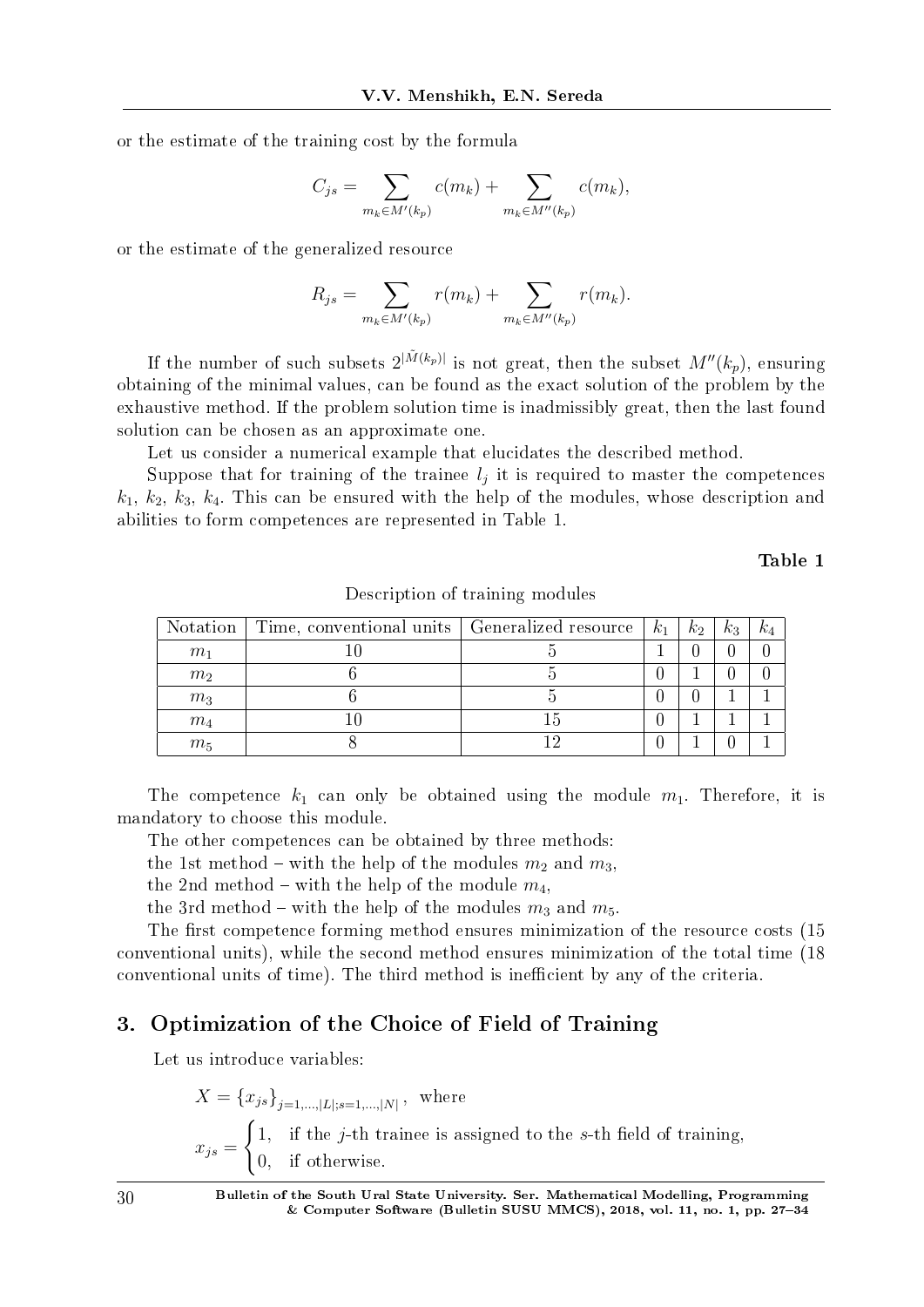or the estimate of the training cost by the formula

$$C_{js} = \sum_{m_k \in M'(k_p)} c(m_k) + \sum_{m_k \in M''(k_p)} c(m_k),$$

or the estimate of the generalized resource

$$R_{js} = \sum_{m_k \in M'(k_p)} r(m_k) + \sum_{m_k \in M''(k_p)} r(m_k).$$

If the number of such subsets $2^{|\tilde{M}(k_p)|}$ is not great, then the subset $M''(k_p)$, ensuring obtaining of the minimal values, can be found as the exact solution of the problem by the exhaustive method. If the problem solution time is inadmissibly great, then the last found solution can be chosen as an approximate one.

Let us consider a numerical example that elucidates the described method.

Suppose that for training of the trainee $l_j$ it is required to master the competences $k_1$, $k_2$, $k_3$, $k_4$. This can be ensured with the help of the modules, whose description and abilities to form competences are represented in Table 1.

**Table 1**

Description of training modules

| Notation | Time, conventional units | Generalized resource | $k_1$ | $k_2$ | $k_3$ | $k_4$ |
|---|---|---|---|---|---|---|
| $m_1$ | 10 | 5 | 1 | 0 | 0 | 0 |
| $m_2$ | 6 | 5 | 0 | 1 | 0 | 0 |
| $m_3$ | 6 | 5 | 0 | 0 | 1 | 1 |
| $m_4$ | 10 | 15 | 0 | 1 | 1 | 1 |
| $m_5$ | 8 | 12 | 0 | 1 | 0 | 1 |

The competence $k_1$ can only be obtained using the module $m_1$. Therefore, it is mandatory to choose this module.

The other competences can be obtained by three methods:

the 1st method – with the help of the modules $m_2$ and $m_3$,

the 2nd method – with the help of the module $m_4$,

the 3rd method – with the help of the modules $m_3$ and $m_5$.

The first competence forming method ensures minimization of the resource costs (15 conventional units), while the second method ensures minimization of the total time (18 conventional units of time). The third method is inefficient by any of the criteria.

## 3. Optimization of the Choice of Field of Training

Let us introduce variables:

$X = \{x_{js}\}_{j=1,\dots,|L|;s=1,\dots,|N|}$, where

$$x_{js} = \begin{cases} 1, & \text{if the } j\text{-th trainee is assigned to the } s\text{-th field of training,} \\ 0, & \text{if otherwise.} \end{cases}$$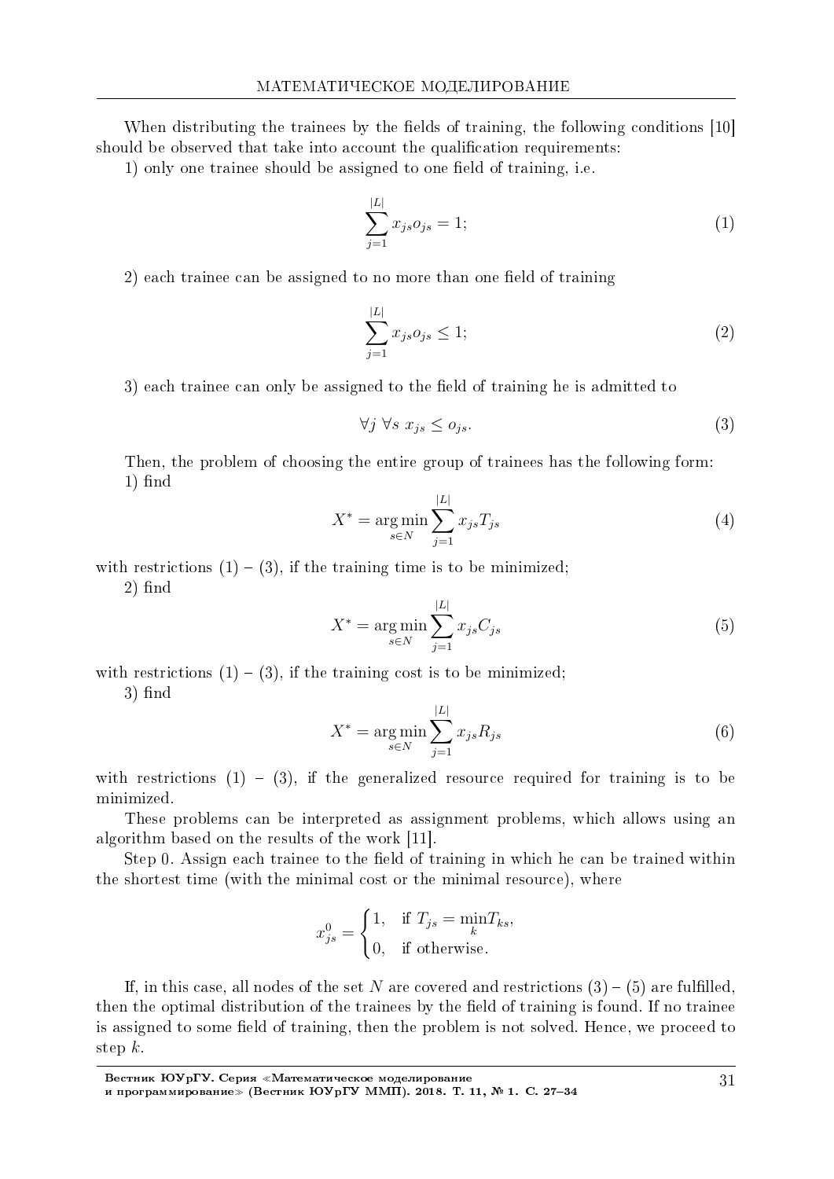When distributing the trainees by the fields of training, the following conditions [10] should be observed that take into account the qualification requirements:

1) only one trainee should be assigned to one field of training, i.e.

$$\sum_{j=1}^{|L|} x_{js} o_{js} = 1; \tag{1}$$

2) each trainee can be assigned to no more than one field of training

$$\sum_{j=1}^{|L|} x_{js} o_{js} \leq 1; \tag{2}$$

3) each trainee can only be assigned to the field of training he is admitted to

$$\forall j \ \forall s \ x_{js} \leq o_{js}. \tag{3}$$

Then, the problem of choosing the entire group of trainees has the following form:

1) find

$$X^* = \arg\min_{s \in N} \sum_{j=1}^{|L|} x_{js} T_{js} \tag{4}$$

with restrictions (1) – (3), if the training time is to be minimized;

2) find

$$X^* = \arg\min_{s \in N} \sum_{j=1}^{|L|} x_{js} C_{js} \tag{5}$$

with restrictions (1) – (3), if the training cost is to be minimized;

3) find

$$X^* = \arg\min_{s \in N} \sum_{j=1}^{|L|} x_{js} R_{js} \tag{6}$$

with restrictions (1) – (3), if the generalized resource required for training is to be minimized.

These problems can be interpreted as assignment problems, which allows using an algorithm based on the results of the work [11].

Step 0. Assign each trainee to the field of training in which he can be trained within the shortest time (with the minimal cost or the minimal resource), where

$$x_{js}^0 = \begin{cases} 1, & \text{if } T_{js} = \min\limits_{k} T_{ks}, \\ 0, & \text{if otherwise.} \end{cases}$$

If, in this case, all nodes of the set $N$ are covered and restrictions (3) – (5) are fulfilled, then the optimal distribution of the trainees by the field of training is found. If no trainee is assigned to some field of training, then the problem is not solved. Hence, we proceed to step $k$.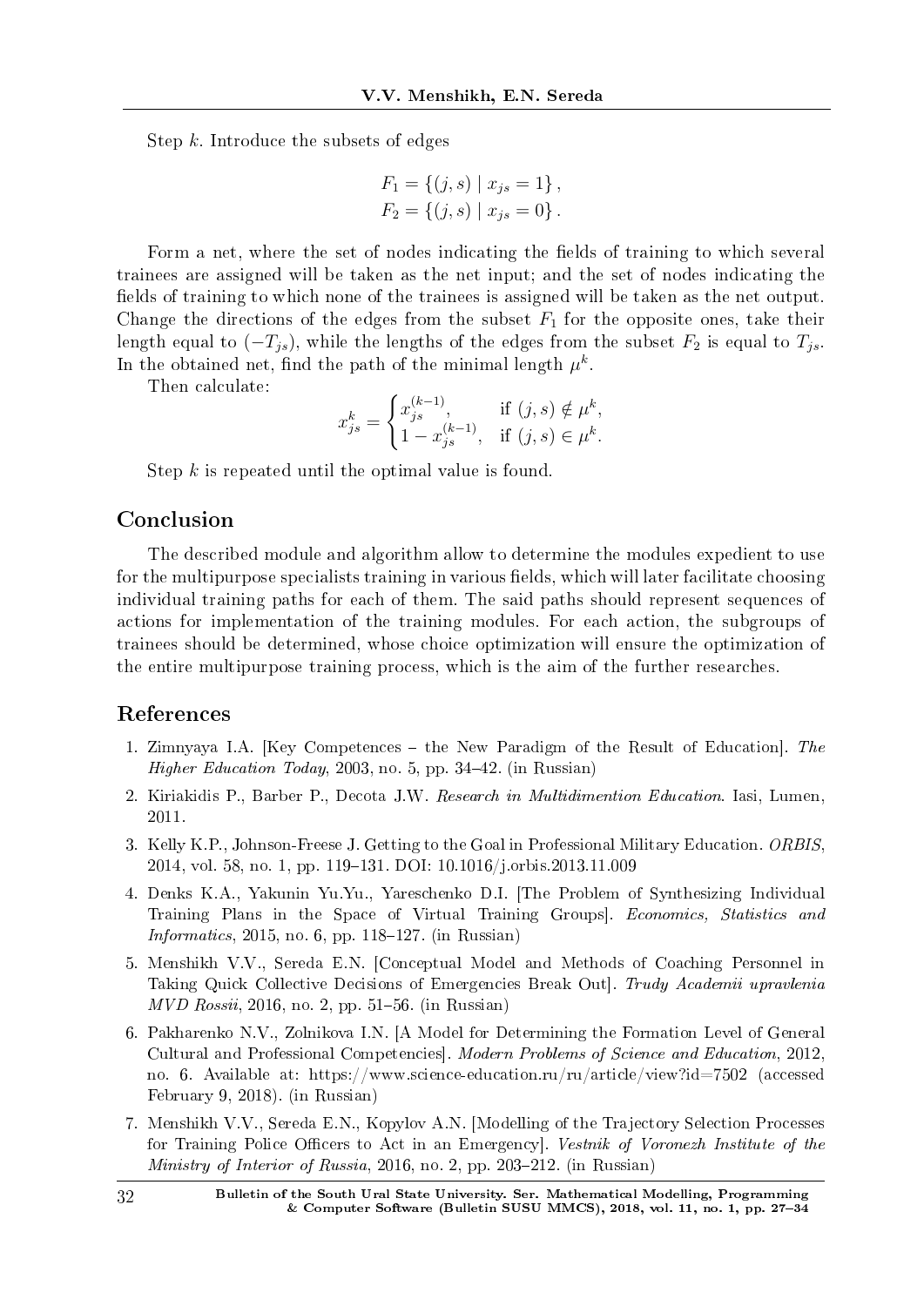Step $k$. Introduce the subsets of edges

$$F_1 = \{(j, s) \mid x_{js} = 1\},$$
$$F_2 = \{(j, s) \mid x_{js} = 0\}.$$

Form a net, where the set of nodes indicating the fields of training to which several trainees are assigned will be taken as the net input; and the set of nodes indicating the fields of training to which none of the trainees is assigned will be taken as the net output. Change the directions of the edges from the subset $F_1$ for the opposite ones, take their length equal to $(-T_{js})$, while the lengths of the edges from the subset $F_2$ is equal to $T_{js}$. In the obtained net, find the path of the minimal length $\mu^k$.

Then calculate:

$$x_{js}^k = \begin{cases} x_{js}^{(k-1)}, & \text{if } (j,s) \notin \mu^k, \\ 1 - x_{js}^{(k-1)}, & \text{if } (j,s) \in \mu^k. \end{cases}$$

Step $k$ is repeated until the optimal value is found.

## Conclusion

The described module and algorithm allow to determine the modules expedient to use for the multipurpose specialists training in various fields, which will later facilitate choosing individual training paths for each of them. The said paths should represent sequences of actions for implementation of the training modules. For each action, the subgroups of trainees should be determined, whose choice optimization will ensure the optimization of the entire multipurpose training process, which is the aim of the further researches.

## References

1. Zimnyaya I.A. [Key Competences – the New Paradigm of the Result of Education]. *The Higher Education Today*, 2003, no. 5, pp. 34–42. (in Russian)
2. Kiriakidis P., Barber P., Decota J.W. *Research in Multidimention Education*. Iasi, Lumen, 2011.
3. Kelly K.P., Johnson-Freese J. Getting to the Goal in Professional Military Education. *ORBIS*, 2014, vol. 58, no. 1, pp. 119–131. DOI: 10.1016/j.orbis.2013.11.009
4. Denks K.A., Yakunin Yu.Yu., Yareschenko D.I. [The Problem of Synthesizing Individual Training Plans in the Space of Virtual Training Groups]. *Economics, Statistics and Informatics*, 2015, no. 6, pp. 118–127. (in Russian)
5. Menshikh V.V., Sereda E.N. [Conceptual Model and Methods of Coaching Personnel in Taking Quick Collective Decisions of Emergencies Break Out]. *Trudy Academii upravlenia MVD Rossii*, 2016, no. 2, pp. 51–56. (in Russian)
6. Pakharenko N.V., Zolnikova I.N. [A Model for Determining the Formation Level of General Cultural and Professional Competencies]. *Modern Problems of Science and Education*, 2012, no. 6. Available at: https://www.science-education.ru/ru/article/view?id=7502 (accessed February 9, 2018). (in Russian)
7. Menshikh V.V., Sereda E.N., Kopylov A.N. [Modelling of the Trajectory Selection Processes for Training Police Officers to Act in an Emergency]. *Vestnik of Voronezh Institute of the Ministry of Interior of Russia*, 2016, no. 2, pp. 203–212. (in Russian)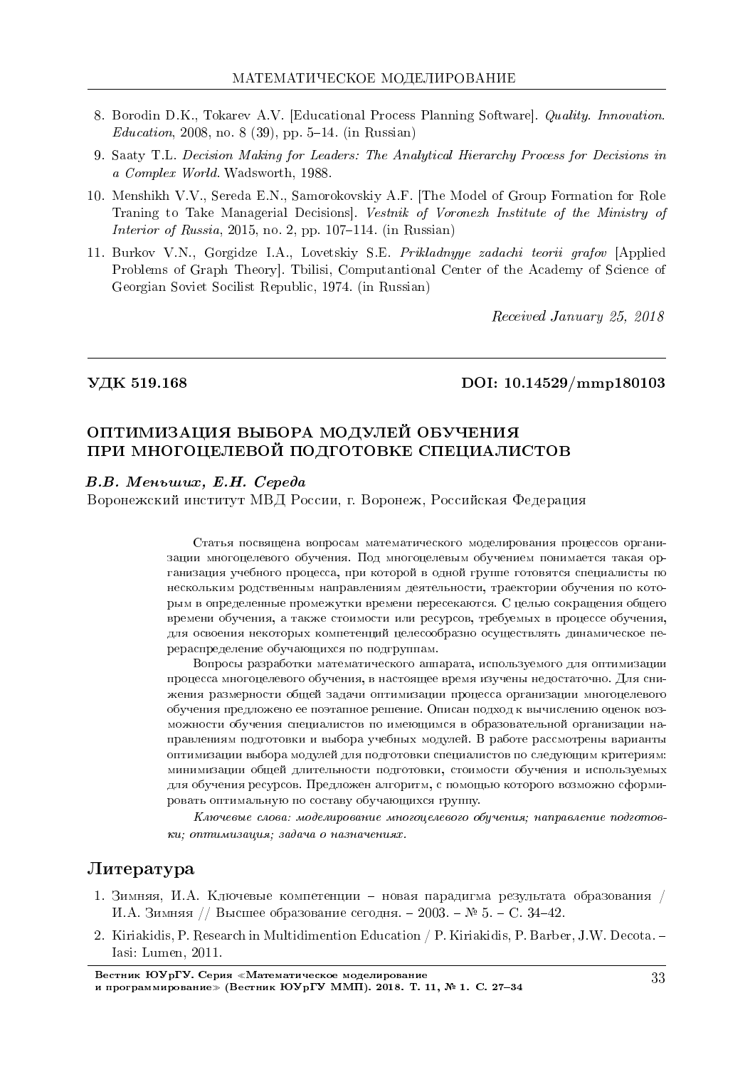8. Borodin D.K., Tokarev A.V. [Educational Process Planning Software]. *Quality. Innovation. Education*, 2008, no. 8 (39), pp. 5–14. (in Russian)

9. Saaty T.L. *Decision Making for Leaders: The Analytical Hierarchy Process for Decisions in a Complex World.* Wadsworth, 1988.

10. Menshikh V.V., Sereda E.N., Samorokovskiy A.F. [The Model of Group Formation for Role Traning to Take Managerial Decisions]. *Vestnik of Voronezh Institute of the Ministry of Interior of Russia*, 2015, no. 2, pp. 107–114. (in Russian)

11. Burkov V.N., Gorgidze I.A., Lovetskiy S.E. *Prikladnyye zadachi teorii grafov* [Applied Problems of Graph Theory]. Tbilisi, Computantional Center of the Academy of Science of Georgian Soviet Socilist Republic, 1974. (in Russian)

*Received January 25, 2018*

---

**УДК 519.168** **DOI: 10.14529/mmp180103**

## ОПТИМИЗАЦИЯ ВЫБОРА МОДУЛЕЙ ОБУЧЕНИЯ ПРИ МНОГОЦЕЛЕВОЙ ПОДГОТОВКЕ СПЕЦИАЛИСТОВ

***В.В. Меньших, Е.Н. Середа***

Воронежский институт МВД России, г. Воронеж, Российская Федерация

Статья посвящена вопросам математического моделирования процессов организации многоцелевого обучения. Под многоцелевым обучением понимается такая организация учебного процесса, при которой в одной группе готовятся специалисты по нескольким родственным направлениям деятельности, траектории обучения по которым в определенные промежутки времени пересекаются. С целью сокращения общего времени обучения, а также стоимости или ресурсов, требуемых в процессе обучения, для освоения некоторых компетенций целесообразно осуществлять динамическое перераспределение обучающихся по подгруппам.

Вопросы разработки математического аппарата, используемого для оптимизации процесса многоцелевого обучения, в настоящее время изучены недостаточно. Для снижения размерности общей задачи оптимизации процесса организации многоцелевого обучения предложено ее поэтапное решение. Описан подход к вычислению оценок возможности обучения специалистов по имеющимся в образовательной организации направлениям подготовки и выбора учебных модулей. В работе рассмотрены варианты оптимизации выбора модулей для подготовки специалистов по следующим критериям: минимизации общей длительности подготовки, стоимости обучения и используемых для обучения ресурсов. Предложен алгоритм, с помощью которого возможно сформировать оптимальную по составу обучающихся группу.

*Ключевые слова: моделирование многоцелевого обучения; направление подготовки; оптимизация; задача о назначениях.*

## Литература

1. Зимняя, И.А. Ключевые компетенции – новая парадигма результата образования / И.А. Зимняя // Высшее образование сегодня. – 2003. – № 5. – С. 34–42.

2. Kiriakidis, P. Research in Multidimention Education / P. Kiriakidis, P. Barber, J.W. Decota. – Iasi: Lumen, 2011.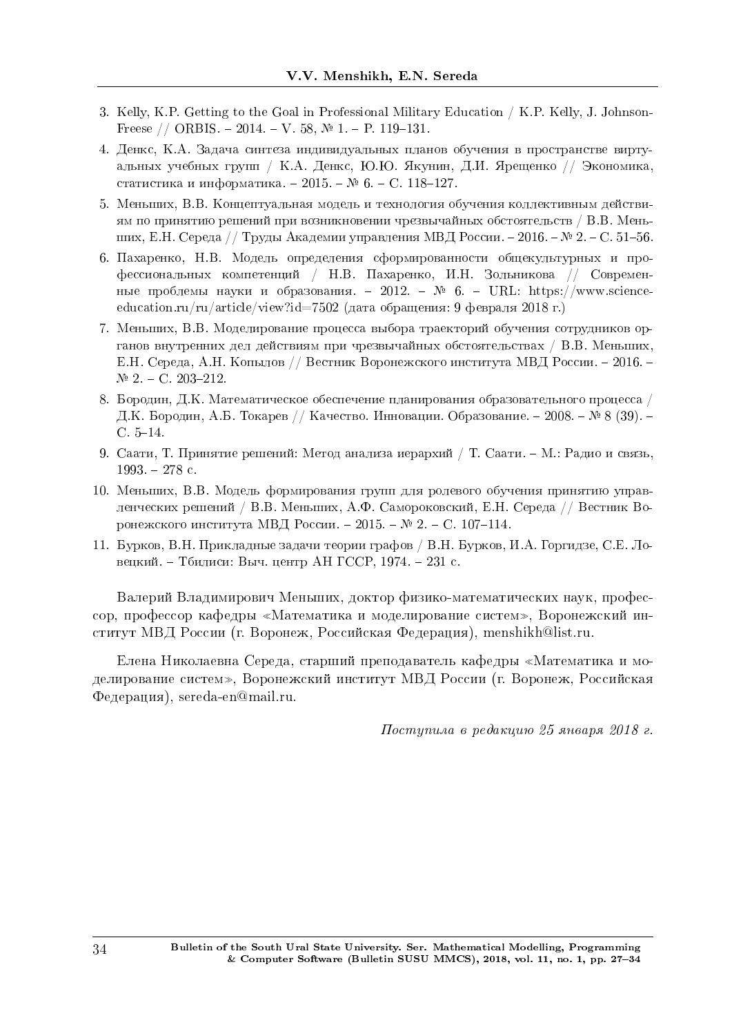3. Kelly, K.P. Getting to the Goal in Professional Military Education / K.P. Kelly, J. Johnson-Freese // ORBIS. – 2014. – V. 58, № 1. – P. 119–131.
4. Денкс, К.А. Задача синтеза индивидуальных планов обучения в пространстве виртуальных учебных групп / К.А. Денкс, Ю.Ю. Якунин, Д.И. Ярещенко // Экономика, статистика и информатика. – 2015. – № 6. – С. 118–127.
5. Меньших, В.В. Концептуальная модель и технология обучения коллективным действиям по принятию решений при возникновении чрезвычайных обстоятельств / В.В. Меньших, Е.Н. Середа // Труды Академии управления МВД России. – 2016. – № 2. – С. 51–56.
6. Пахаренко, Н.В. Модель определения сформированности общекультурных и профессиональных компетенций / Н.В. Пахаренко, И.Н. Зольникова // Современные проблемы науки и образования. – 2012. – № 6. – URL: https://www.science-education.ru/ru/article/view?id=7502 (дата обращения: 9 февраля 2018 г.)
7. Меньших, В.В. Моделирование процесса выбора траекторий обучения сотрудников органов внутренних дел действиям при чрезвычайных обстоятельствах / В.В. Меньших, Е.Н. Середа, А.Н. Копылов // Вестник Воронежского института МВД России. – 2016. – № 2. – С. 203–212.
8. Бородин, Д.К. Математическое обеспечение планирования образовательного процесса / Д.К. Бородин, А.Б. Токарев // Качество. Инновации. Образование. – 2008. – № 8 (39). – С. 5–14.
9. Саати, Т. Принятие решений: Метод анализа иерархий / Т. Саати. – М.: Радио и связь, 1993. – 278 с.
10. Меньших, В.В. Модель формирования групп для ролевого обучения принятию управленческих решений / В.В. Меньших, А.Ф. Самороковский, Е.Н. Середа // Вестник Воронежского института МВД России. – 2015. – № 2. – С. 107–114.
11. Бурков, В.Н. Прикладные задачи теории графов / В.Н. Бурков, И.А. Горгидзе, С.Е. Ловецкий. – Тбилиси: Выч. центр АН ГССР, 1974. – 231 с.

Валерий Владимирович Меньших, доктор физико-математических наук, профессор, профессор кафедры «Математика и моделирование систем», Воронежский институт МВД России (г. Воронеж, Российская Федерация), menshikh@list.ru.

Елена Николаевна Середа, старший преподаватель кафедры «Математика и моделирование систем», Воронежский институт МВД России (г. Воронеж, Российская Федерация), sereda-en@mail.ru.

*Поступила в редакцию 25 января 2018 г.*